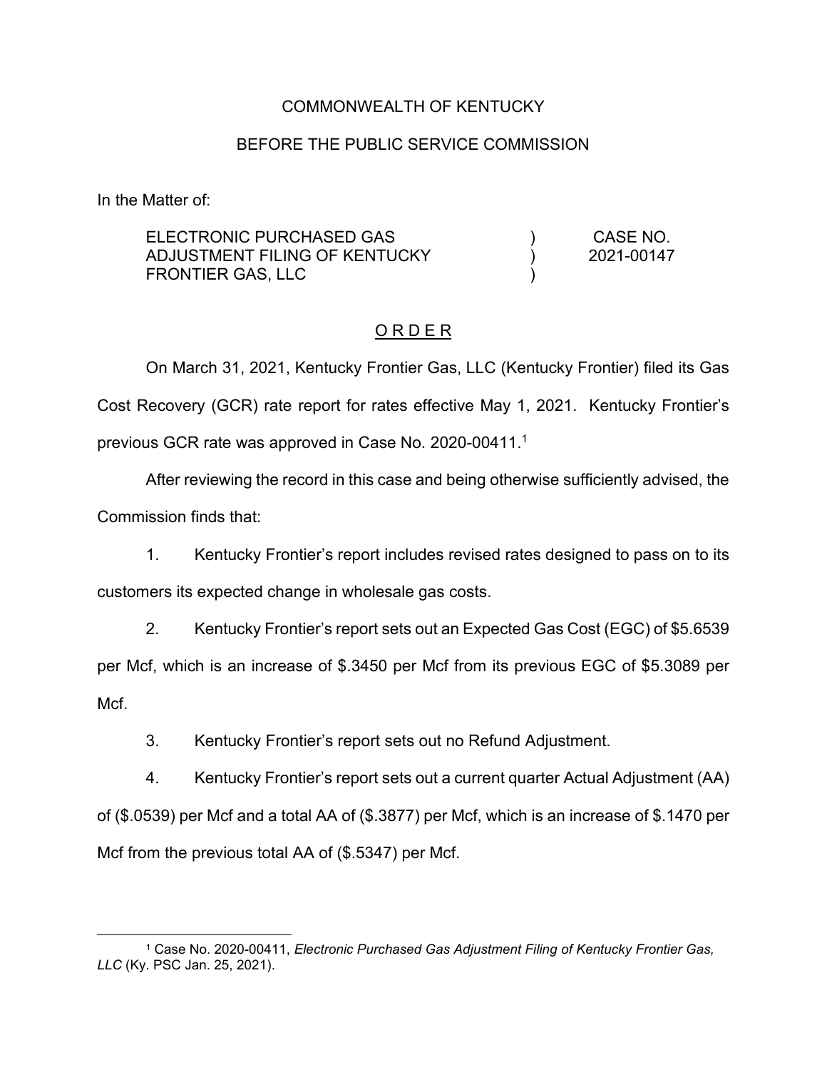COMMONWEALTH OF KENTUCKY

BEFORE THE PUBLIC SERVICE COMMISSION

In the Matter of:

| | | |
|---|---|---|
| ELECTRONIC PURCHASED GAS ADJUSTMENT FILING OF KENTUCKY FRONTIER GAS, LLC | ) ) ) | CASE NO. 2021-00147 |

## O R D E R

On March 31, 2021, Kentucky Frontier Gas, LLC (Kentucky Frontier) filed its Gas Cost Recovery (GCR) rate report for rates effective May 1, 2021. Kentucky Frontier's previous GCR rate was approved in Case No. 2020-00411.[1]

After reviewing the record in this case and being otherwise sufficiently advised, the Commission finds that:

1. Kentucky Frontier's report includes revised rates designed to pass on to its customers its expected change in wholesale gas costs.

2. Kentucky Frontier's report sets out an Expected Gas Cost (EGC) of $5.6539 per Mcf, which is an increase of $.3450 per Mcf from its previous EGC of $5.3089 per Mcf.

3. Kentucky Frontier's report sets out no Refund Adjustment.

4. Kentucky Frontier's report sets out a current quarter Actual Adjustment (AA) of ($.0539) per Mcf and a total AA of ($.3877) per Mcf, which is an increase of $.1470 per Mcf from the previous total AA of ($.5347) per Mcf.

---

[1] Case No. 2020-00411, *Electronic Purchased Gas Adjustment Filing of Kentucky Frontier Gas, LLC* (Ky. PSC Jan. 25, 2021).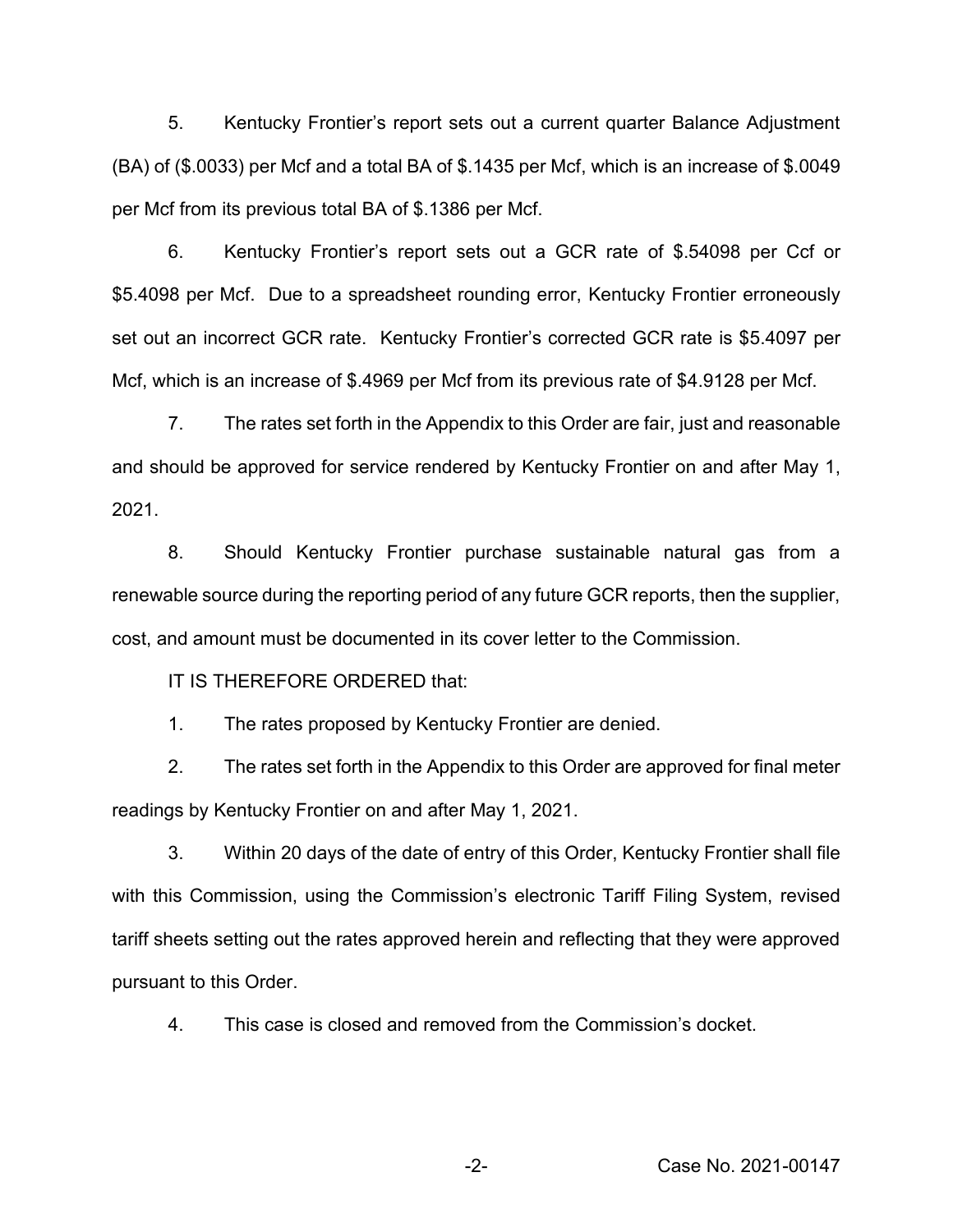5. Kentucky Frontier's report sets out a current quarter Balance Adjustment (BA) of ($.0033) per Mcf and a total BA of $.1435 per Mcf, which is an increase of $.0049 per Mcf from its previous total BA of $.1386 per Mcf.

6. Kentucky Frontier's report sets out a GCR rate of $.54098 per Ccf or $5.4098 per Mcf. Due to a spreadsheet rounding error, Kentucky Frontier erroneously set out an incorrect GCR rate. Kentucky Frontier's corrected GCR rate is $5.4097 per Mcf, which is an increase of $.4969 per Mcf from its previous rate of $4.9128 per Mcf.

7. The rates set forth in the Appendix to this Order are fair, just and reasonable and should be approved for service rendered by Kentucky Frontier on and after May 1, 2021.

8. Should Kentucky Frontier purchase sustainable natural gas from a renewable source during the reporting period of any future GCR reports, then the supplier, cost, and amount must be documented in its cover letter to the Commission.

IT IS THEREFORE ORDERED that:

1. The rates proposed by Kentucky Frontier are denied.

2. The rates set forth in the Appendix to this Order are approved for final meter readings by Kentucky Frontier on and after May 1, 2021.

3. Within 20 days of the date of entry of this Order, Kentucky Frontier shall file with this Commission, using the Commission's electronic Tariff Filing System, revised tariff sheets setting out the rates approved herein and reflecting that they were approved pursuant to this Order.

4. This case is closed and removed from the Commission's docket.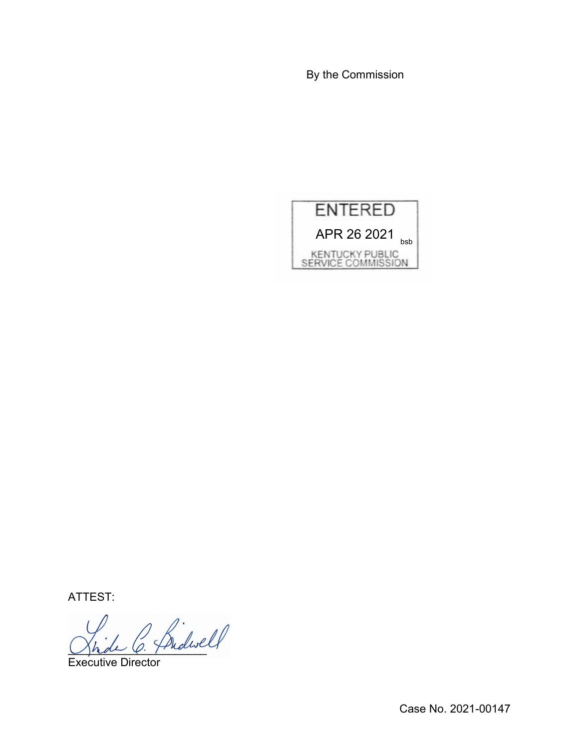By the Commission

ENTERED

APR 26 2021 bsb

KENTUCKY PUBLIC SERVICE COMMISSION

ATTEST:

Executive Director

Case No. 2021-00147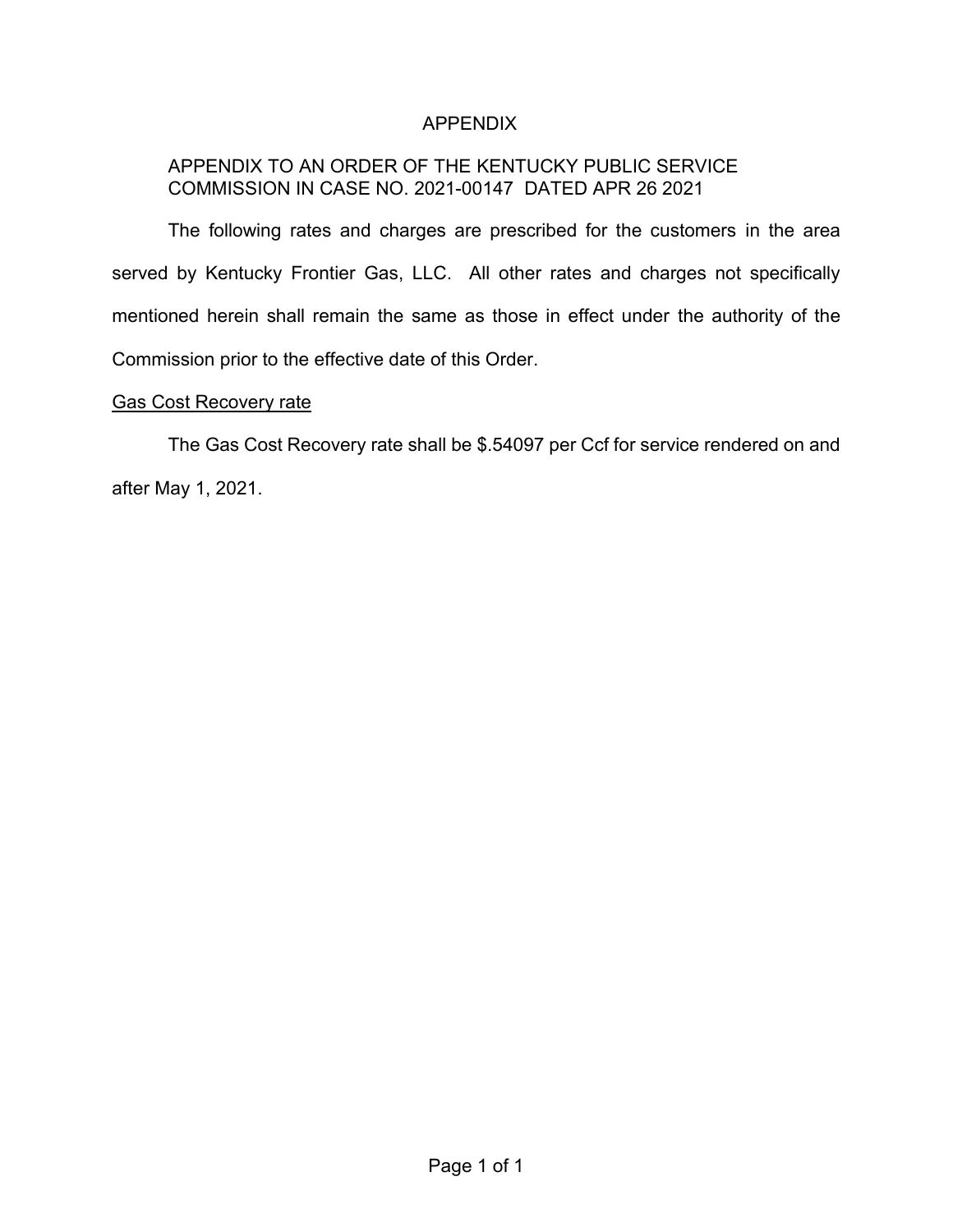# APPENDIX

APPENDIX TO AN ORDER OF THE KENTUCKY PUBLIC SERVICE COMMISSION IN CASE NO. 2021-00147 DATED APR 26 2021

The following rates and charges are prescribed for the customers in the area served by Kentucky Frontier Gas, LLC. All other rates and charges not specifically mentioned herein shall remain the same as those in effect under the authority of the Commission prior to the effective date of this Order.

Gas Cost Recovery rate

The Gas Cost Recovery rate shall be $.54097 per Ccf for service rendered on and after May 1, 2021.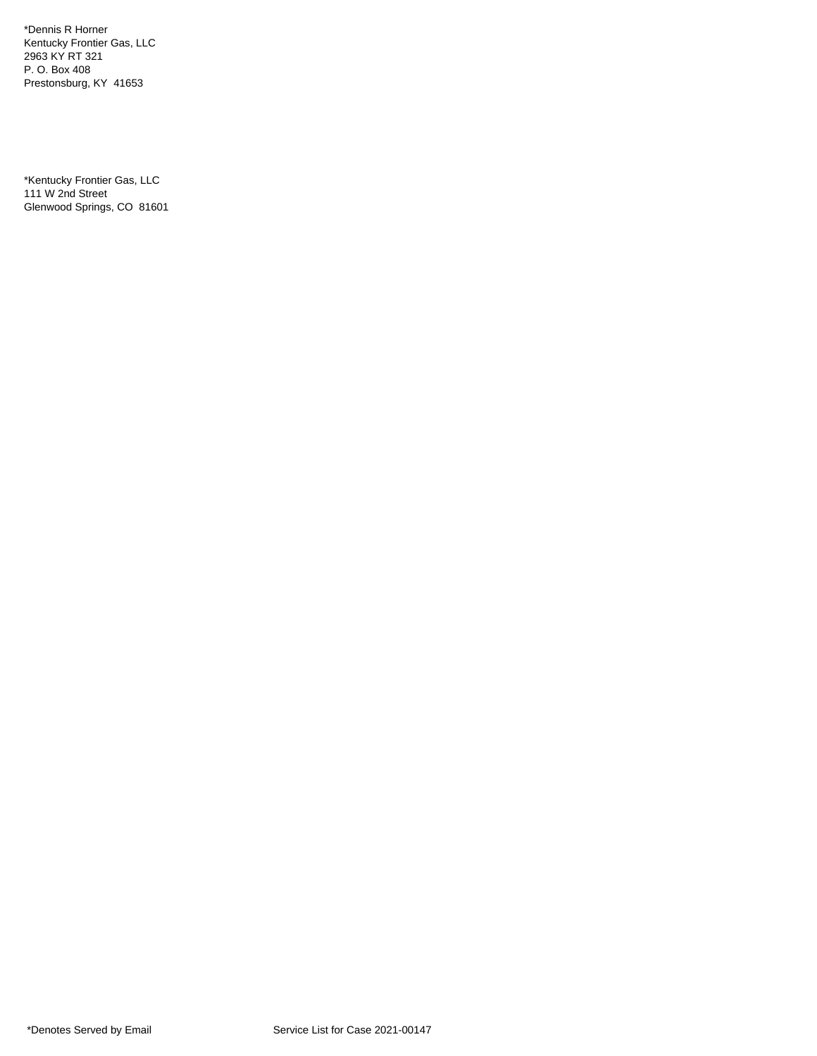*Dennis R Horner
Kentucky Frontier Gas, LLC
2963 KY RT 321
P. O. Box 408
Prestonsburg, KY  41653

*Kentucky Frontier Gas, LLC
111 W 2nd Street
Glenwood Springs, CO  81601

*Denotes Served by Email

Service List for Case 2021-00147